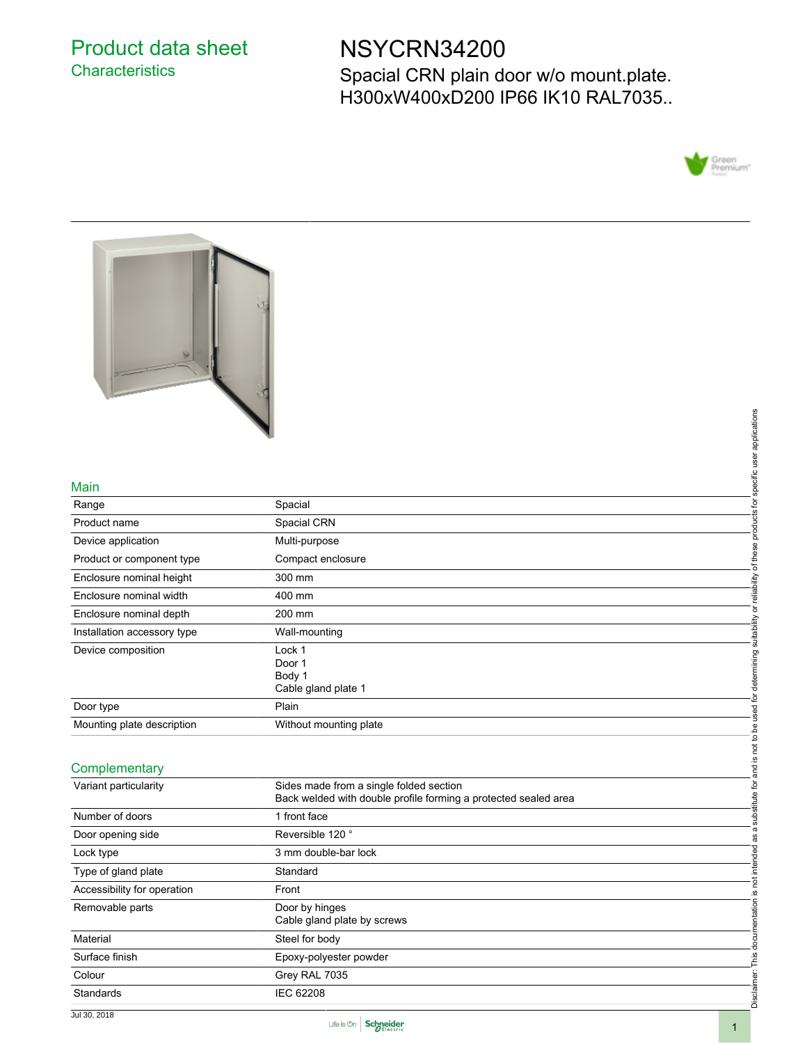# Product data sheet
## Characteristics

# NSYCRN34200
Spacial CRN plain door w/o mount.plate. H300xW400xD200 IP66 IK10 RAL7035..

## Main

| | |
|---|---|
| Range | Spacial |
| Product name | Spacial CRN |
| Device application | Multi-purpose |
| Product or component type | Compact enclosure |
| Enclosure nominal height | 300 mm |
| Enclosure nominal width | 400 mm |
| Enclosure nominal depth | 200 mm |
| Installation accessory type | Wall-mounting |
| Device composition | Lock 1<br>Door 1<br>Body 1<br>Cable gland plate 1 |
| Door type | Plain |
| Mounting plate description | Without mounting plate |

## Complementary

| | |
|---|---|
| Variant particularity | Sides made from a single folded section<br>Back welded with double profile forming a protected sealed area |
| Number of doors | 1 front face |
| Door opening side | Reversible 120 ° |
| Lock type | 3 mm double-bar lock |
| Type of gland plate | Standard |
| Accessibility for operation | Front |
| Removable parts | Door by hinges<br>Cable gland plate by screws |
| Material | Steel for body |
| Surface finish | Epoxy-polyester powder |
| Colour | Grey RAL 7035 |
| Standards | IEC 62208 |

Disclaimer: This documentation is not intended as a substitute for and is not to be used for determining suitability or reliability of these products for specific user applications

Jul 30, 2018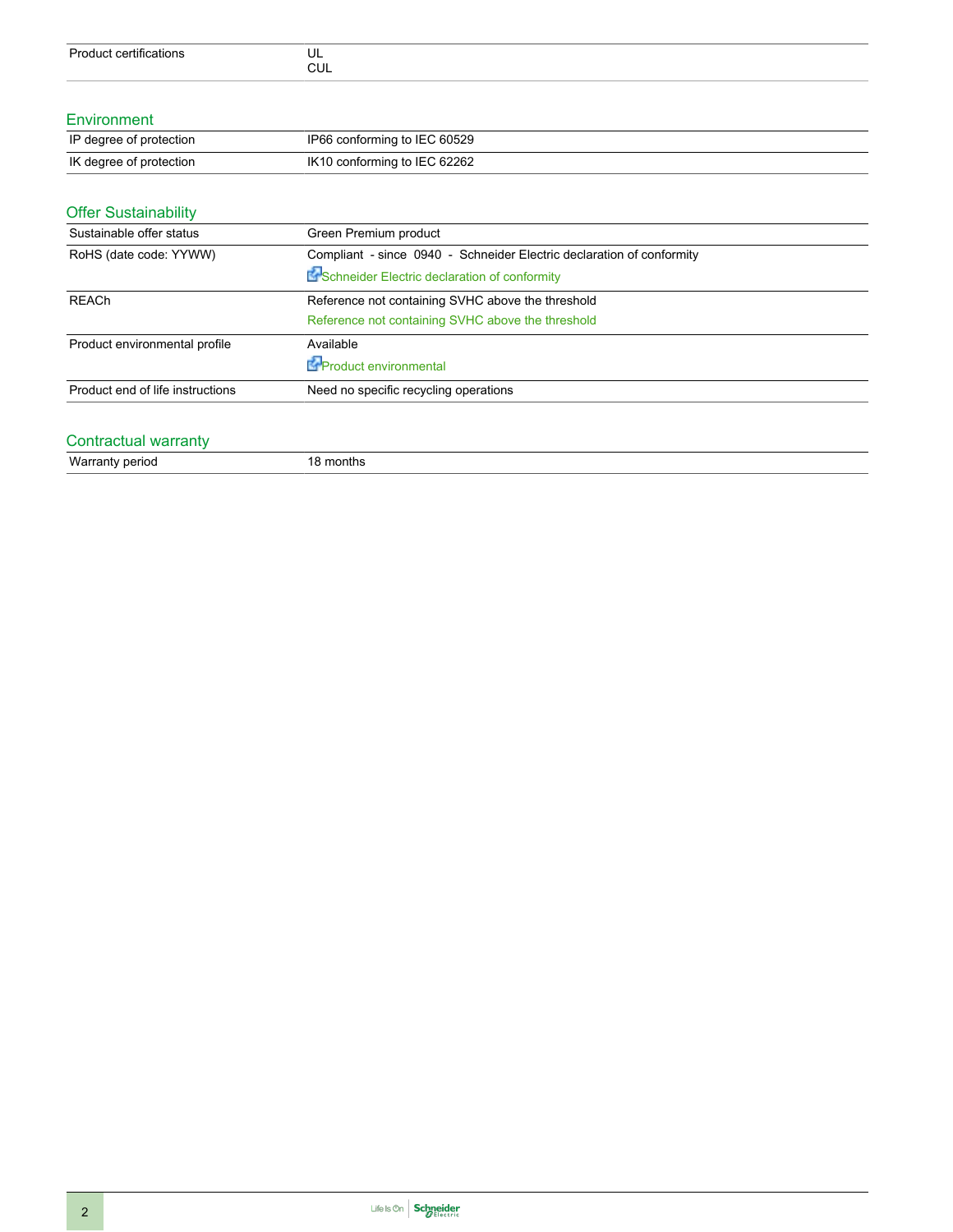| | |
|---|---|
| Product certifications | UL<br>CUL |

## Environment

| | |
|---|---|
| IP degree of protection | IP66 conforming to IEC 60529 |
| IK degree of protection | IK10 conforming to IEC 62262 |

## Offer Sustainability

| | |
|---|---|
| Sustainable offer status | Green Premium product |
| RoHS (date code: YYWW) | Compliant - since 0940 - Schneider Electric declaration of conformity<br>Schneider Electric declaration of conformity |
| REACh | Reference not containing SVHC above the threshold<br>Reference not containing SVHC above the threshold |
| Product environmental profile | Available<br>Product environmental |
| Product end of life instructions | Need no specific recycling operations |

## Contractual warranty

| | |
|---|---|
| Warranty period | 18 months |